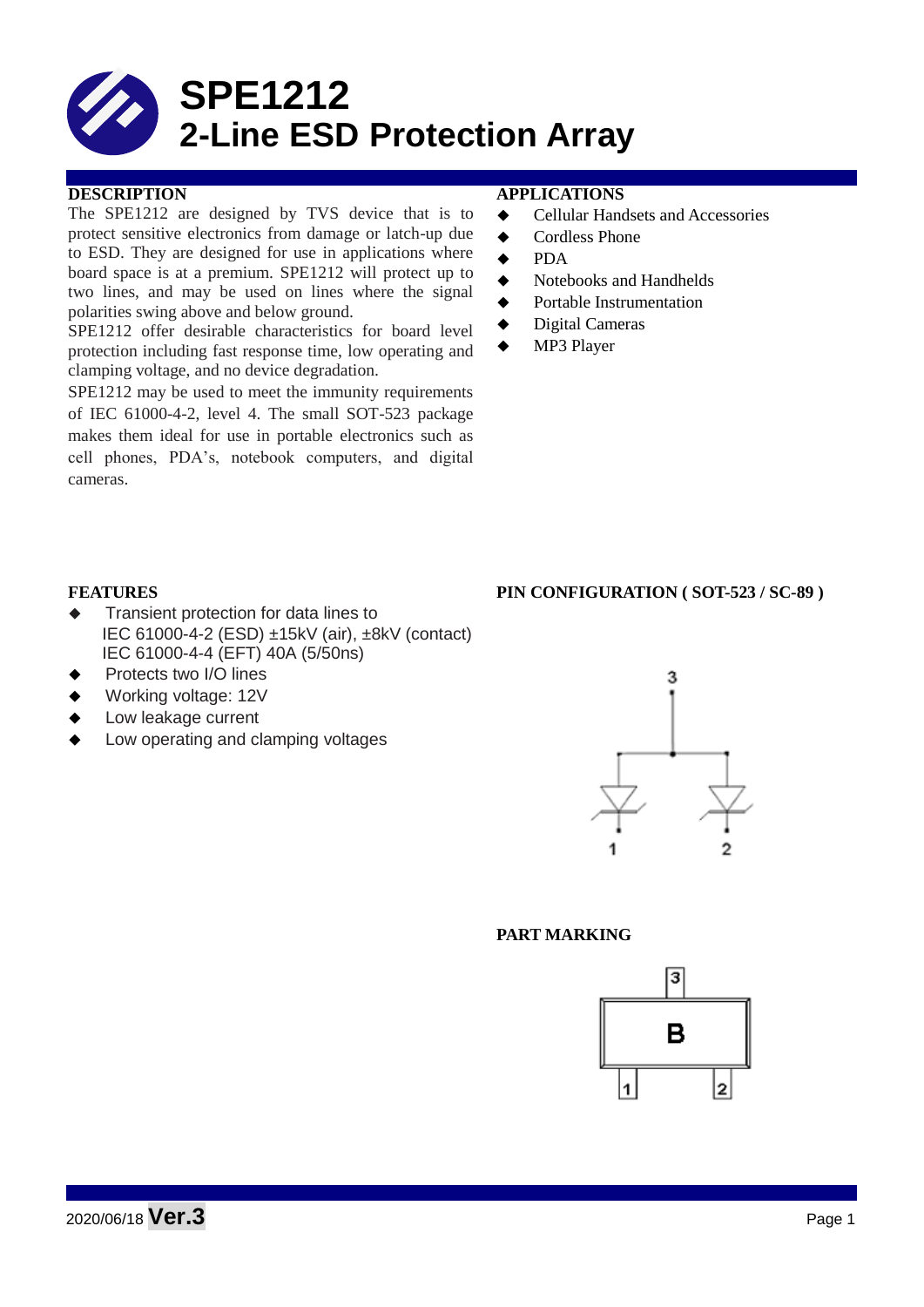# SPE1212
# 2-Line ESD Protection Array

## DESCRIPTION

The SPE1212 are designed by TVS device that is to protect sensitive electronics from damage or latch-up due to ESD. They are designed for use in applications where board space is at a premium. SPE1212 will protect up to two lines, and may be used on lines where the signal polarities swing above and below ground.

SPE1212 offer desirable characteristics for board level protection including fast response time, low operating and clamping voltage, and no device degradation.

SPE1212 may be used to meet the immunity requirements of IEC 61000-4-2, level 4. The small SOT-523 package makes them ideal for use in portable electronics such as cell phones, PDA's, notebook computers, and digital cameras.

## APPLICATIONS

- Cellular Handsets and Accessories
- Cordless Phone
- PDA
- Notebooks and Handhelds
- Portable Instrumentation
- Digital Cameras
- MP3 Player

## FEATURES

- Transient protection for data lines to IEC 61000-4-2 (ESD) ±15kV (air), ±8kV (contact) IEC 61000-4-4 (EFT) 40A (5/50ns)
- Protects two I/O lines
- Working voltage: 12V
- Low leakage current
- Low operating and clamping voltages

## PIN CONFIGURATION ( SOT-523 / SC-89 )

3

1 2

## PART MARKING

3

B

1 2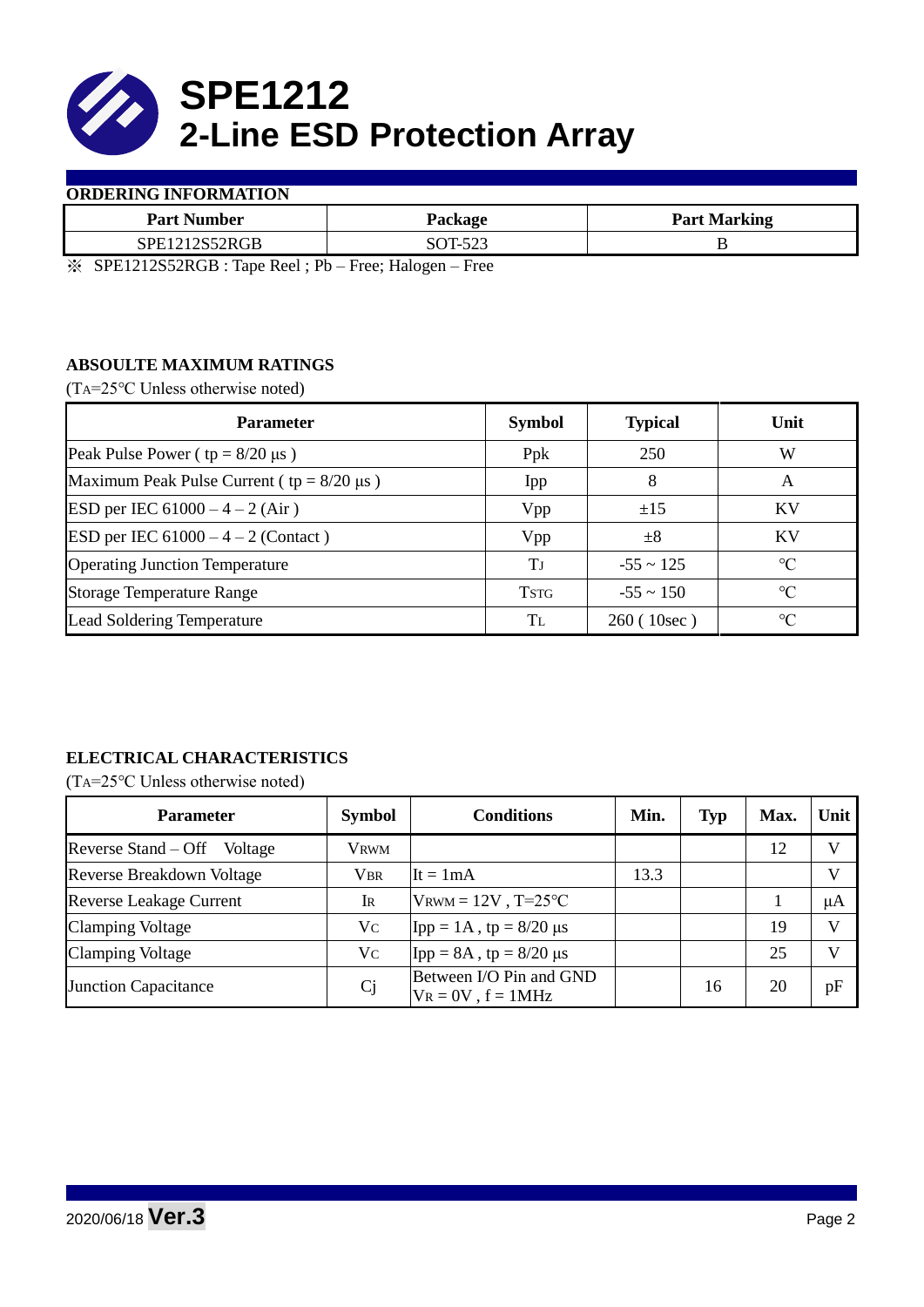# SPE1212
# 2-Line ESD Protection Array

## ORDERING INFORMATION

| Part Number | Package | Part Marking |
|---|---|---|
| SPE1212S52RGB | SOT-523 | B |

※ SPE1212S52RGB : Tape Reel ; Pb – Free; Halogen – Free

## ABSOULTE MAXIMUM RATINGS

($T_A$=25℃ Unless otherwise noted)

| Parameter | Symbol | Typical | Unit |
|---|---|---|---|
| Peak Pulse Power ( tp = 8/20 μs ) | Ppk | 250 | W |
| Maximum Peak Pulse Current ( tp = 8/20 μs ) | Ipp | 8 | A |
| ESD per IEC 61000 – 4 – 2 (Air ) | Vpp | ±15 | KV |
| ESD per IEC 61000 – 4 – 2 (Contact ) | Vpp | ±8 | KV |
| Operating Junction Temperature | $T_J$ | -55 ~ 125 | ℃ |
| Storage Temperature Range | $T_{STG}$ | -55 ~ 150 | ℃ |
| Lead Soldering Temperature | $T_L$ | 260 ( 10sec ) | ℃ |

## ELECTRICAL CHARACTERISTICS

($T_A$=25℃ Unless otherwise noted)

| Parameter | Symbol | Conditions | Min. | Typ | Max. | Unit |
|---|---|---|---|---|---|---|
| Reverse Stand – Off Voltage | $V_{RWM}$ | | | | 12 | V |
| Reverse Breakdown Voltage | $V_{BR}$ | It = 1mA | 13.3 | | | V |
| Reverse Leakage Current | $I_R$ | $V_{RWM}$ = 12V , T=25℃ | | | 1 | μA |
| Clamping Voltage | $V_C$ | Ipp = 1A , tp = 8/20 μs | | | 19 | V |
| Clamping Voltage | $V_C$ | Ipp = 8A , tp = 8/20 μs | | | 25 | V |
| Junction Capacitance | Cj | Between I/O Pin and GND $V_R$ = 0V , f = 1MHz | | 16 | 20 | pF |

2020/06/18 **Ver.3**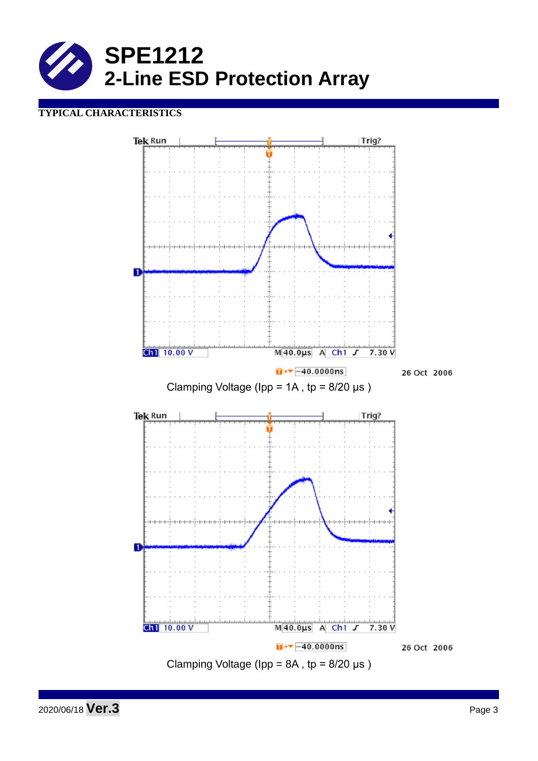# SPE1212
## 2-Line ESD Protection Array

**TYPICAL CHARACTERISTICS**

Clamping Voltage (Ipp = 1A , tp = 8/20 μs )

Clamping Voltage (Ipp = 8A , tp = 8/20 μs )

2020/06/18 **Ver.3**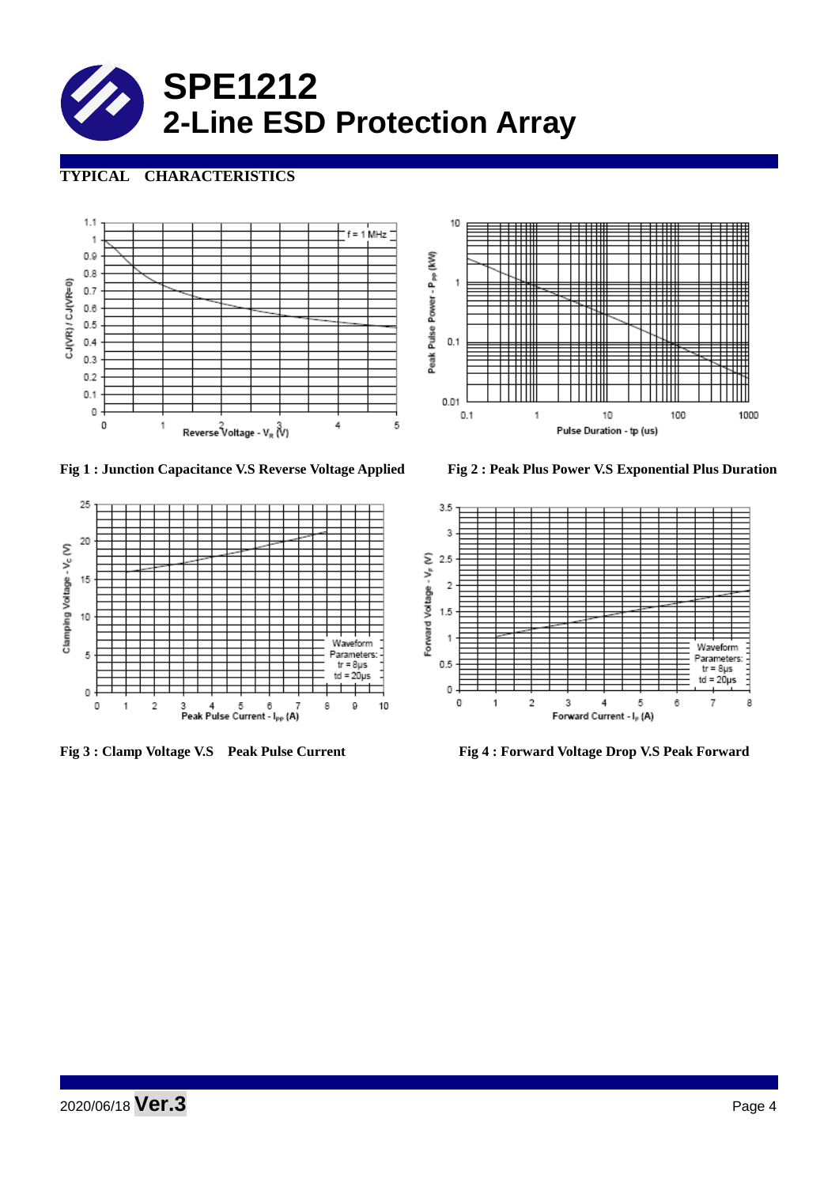# SPE1212
## 2-Line ESD Protection Array

**TYPICAL CHARACTERISTICS**

Fig 1 : Junction Capacitance V.S Reverse Voltage Applied

Fig 2 : Peak Plus Power V.S Exponential Plus Duration

Fig 3 : Clamp Voltage V.S Peak Pulse Current

Fig 4 : Forward Voltage Drop V.S Peak Forward

2020/06/18 **Ver.3**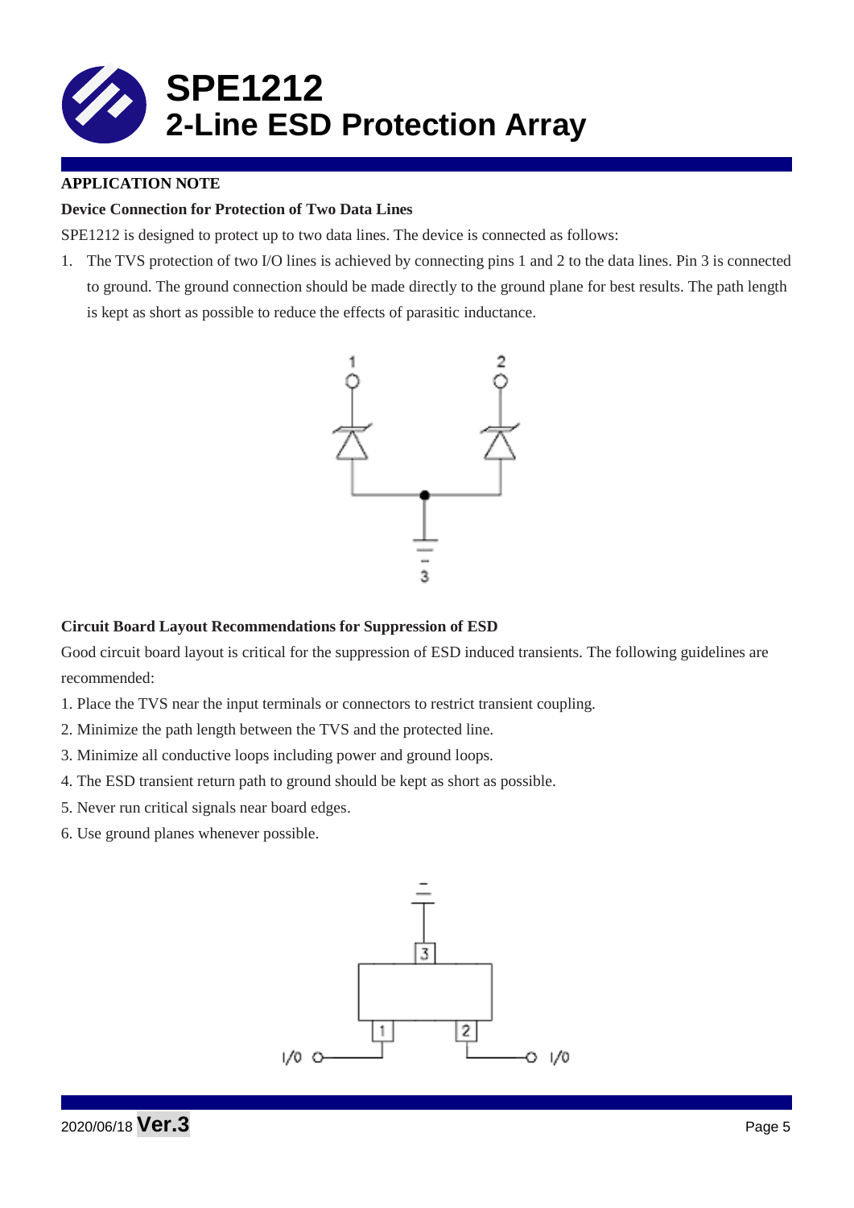# SPE1212
# 2-Line ESD Protection Array

**APPLICATION NOTE**

**Device Connection for Protection of Two Data Lines**

SPE1212 is designed to protect up to two data lines. The device is connected as follows:

1. The TVS protection of two I/O lines is achieved by connecting pins 1 and 2 to the data lines. Pin 3 is connected to ground. The ground connection should be made directly to the ground plane for best results. The path length is kept as short as possible to reduce the effects of parasitic inductance.

**Circuit Board Layout Recommendations for Suppression of ESD**

Good circuit board layout is critical for the suppression of ESD induced transients. The following guidelines are recommended:

1. Place the TVS near the input terminals or connectors to restrict transient coupling.
2. Minimize the path length between the TVS and the protected line.
3. Minimize all conductive loops including power and ground loops.
4. The ESD transient return path to ground should be kept as short as possible.
5. Never run critical signals near board edges.
6. Use ground planes whenever possible.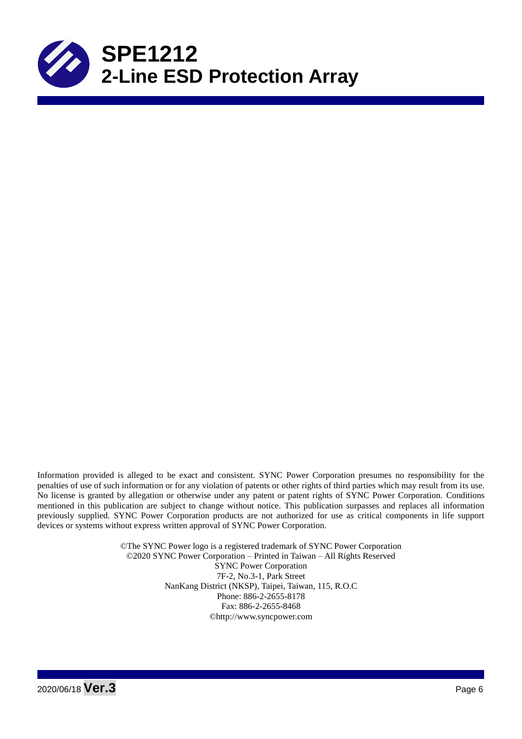Information provided is alleged to be exact and consistent. SYNC Power Corporation presumes no responsibility for the penalties of use of such information or for any violation of patents or other rights of third parties which may result from its use. No license is granted by allegation or otherwise under any patent or patent rights of SYNC Power Corporation. Conditions mentioned in this publication are subject to change without notice. This publication surpasses and replaces all information previously supplied. SYNC Power Corporation products are not authorized for use as critical components in life support devices or systems without express written approval of SYNC Power Corporation.

©The SYNC Power logo is a registered trademark of SYNC Power Corporation
©2020 SYNC Power Corporation – Printed in Taiwan – All Rights Reserved
SYNC Power Corporation
7F-2, No.3-1, Park Street
NanKang District (NKSP), Taipei, Taiwan, 115, R.O.C
Phone: 886-2-2655-8178
Fax: 886-2-2655-8468
©http://www.syncpower.com